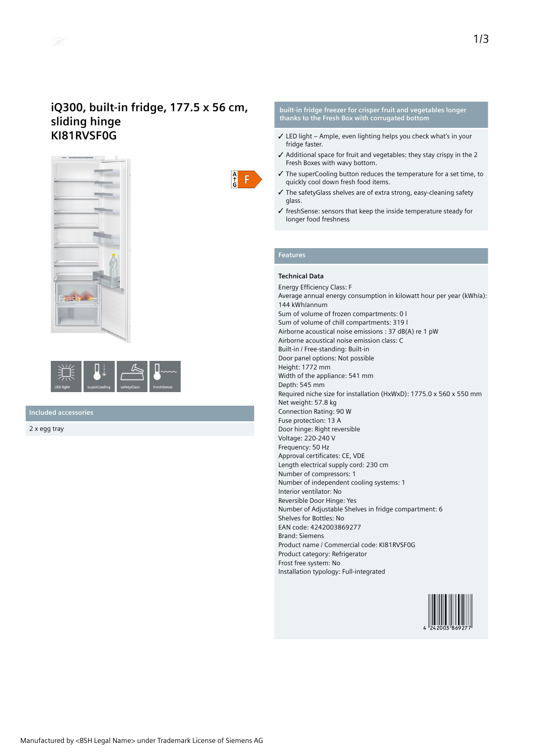# iQ300, built-in fridge, 177.5 x 56 cm, sliding hinge
# KI81RVSF0G

LED light superCooling safetyGlass freshSense

## Included accessories

2 x egg tray

## built-in fridge freezer for crisper fruit and vegetables longer thanks to the Fresh Box with corrugated bottom

- ✓ LED light – Ample, even lighting helps you check what's in your fridge faster.
- ✓ Additional space for fruit and vegetables: they stay crispy in the 2 Fresh Boxes with wavy bottom.
- ✓ The superCooling button reduces the temperature for a set time, to quickly cool down fresh food items.
- ✓ The safetyGlass shelves are of extra strong, easy-cleaning safety glass.
- ✓ freshSense: sensors that keep the inside temperature steady for longer food freshness

## Features

### Technical Data

Energy Efficiency Class: F
Average annual energy consumption in kilowatt hour per year (kWh/a): 144 kWh/annum
Sum of volume of frozen compartments: 0 l
Sum of volume of chill compartments: 319 l
Airborne acoustical noise emissions : 37 dB(A) re 1 pW
Airborne acoustical noise emission class: C
Built-in / Free-standing: Built-in
Door panel options: Not possible
Height: 1772 mm
Width of the appliance: 541 mm
Depth: 545 mm
Required niche size for installation (HxWxD): 1775.0 x 560 x 550 mm
Net weight: 57.8 kg
Connection Rating: 90 W
Fuse protection: 13 A
Door hinge: Right reversible
Voltage: 220-240 V
Frequency: 50 Hz
Approval certificates: CE, VDE
Length electrical supply cord: 230 cm
Number of compressors: 1
Number of independent cooling systems: 1
Interior ventilator: No
Reversible Door Hinge: Yes
Number of Adjustable Shelves in fridge compartment: 6
Shelves for Bottles: No
EAN code: 4242003869277
Brand: Siemens
Product name / Commercial code: KI81RVSF0G
Product category: Refrigerator
Frost free system: No
Installation typology: Full-integrated

4 242003 869277

Manufactured by <BSH Legal Name> under Trademark License of Siemens AG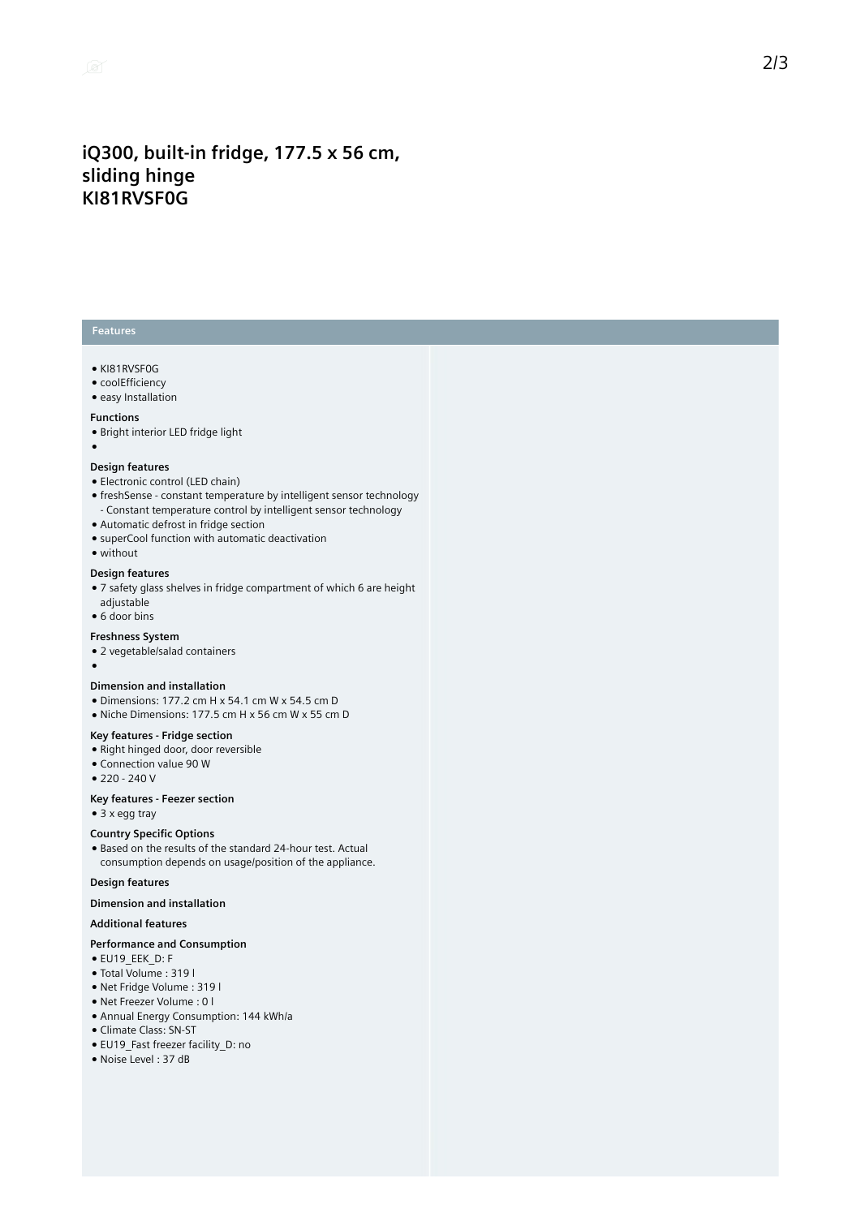# iQ300, built-in fridge, 177.5 x 56 cm, sliding hinge
# KI81RVSF0G

## Features

- KI81RVSF0G
- coolEfficiency
- easy Installation

**Functions**

- Bright interior LED fridge light
-

**Design features**

- Electronic control (LED chain)
- freshSense - constant temperature by intelligent sensor technology - Constant temperature control by intelligent sensor technology
- Automatic defrost in fridge section
- superCool function with automatic deactivation
- without

**Design features**

- 7 safety glass shelves in fridge compartment of which 6 are height adjustable
- 6 door bins

**Freshness System**

- 2 vegetable/salad containers
-

**Dimension and installation**

- Dimensions: 177.2 cm H x 54.1 cm W x 54.5 cm D
- Niche Dimensions: 177.5 cm H x 56 cm W x 55 cm D

**Key features - Fridge section**

- Right hinged door, door reversible
- Connection value 90 W
- 220 - 240 V

**Key features - Feezer section**

- 3 x egg tray

**Country Specific Options**

- Based on the results of the standard 24-hour test. Actual consumption depends on usage/position of the appliance.

**Design features**

**Dimension and installation**

**Additional features**

**Performance and Consumption**

- EU19_EEK_D: F
- Total Volume : 319 l
- Net Fridge Volume : 319 l
- Net Freezer Volume : 0 l
- Annual Energy Consumption: 144 kWh/a
- Climate Class: SN-ST
- EU19_Fast freezer facility_D: no
- Noise Level : 37 dB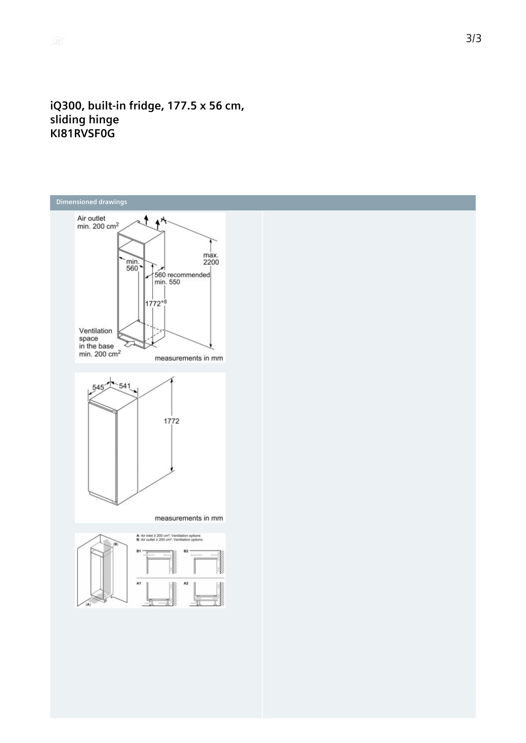# iQ300, built-in fridge, 177.5 x 56 cm, sliding hinge
# KI81RVSF0G

## Dimensioned drawings

Air outlet
min. 200 cm²

min.
560

max.
2200

560 recommended
min. 550

1772⁺⁸

Ventilation
space
in the base
min. 200 cm²

measurements in mm

545

541

1772

measurements in mm

A: Air inlet ≥ 200 cm²; Ventilation options
B: Air outlet ≥ 200 cm²; Ventilation options

(B)

(A)

B1

B2

A1

A2